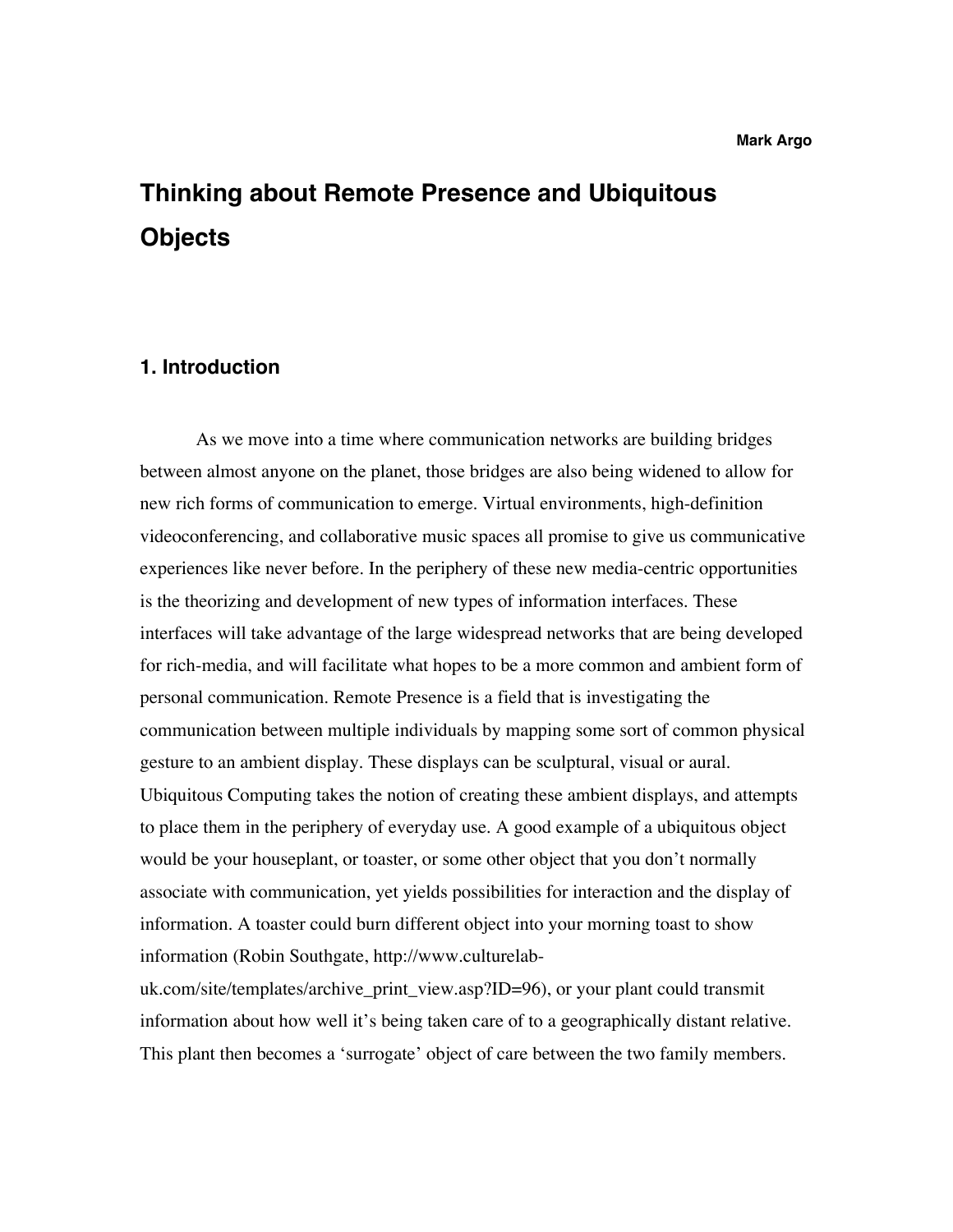**Mark Argo**

# Thinking about Remote Presence and Ubiquitous Objects

## 1. Introduction

As we move into a time where communication networks are building bridges between almost anyone on the planet, those bridges are also being widened to allow for new rich forms of communication to emerge. Virtual environments, high-definition videoconferencing, and collaborative music spaces all promise to give us communicative experiences like never before. In the periphery of these new media-centric opportunities is the theorizing and development of new types of information interfaces. These interfaces will take advantage of the large widespread networks that are being developed for rich-media, and will facilitate what hopes to be a more common and ambient form of personal communication. Remote Presence is a field that is investigating the communication between multiple individuals by mapping some sort of common physical gesture to an ambient display. These displays can be sculptural, visual or aural. Ubiquitous Computing takes the notion of creating these ambient displays, and attempts to place them in the periphery of everyday use. A good example of a ubiquitous object would be your houseplant, or toaster, or some other object that you don't normally associate with communication, yet yields possibilities for interaction and the display of information. A toaster could burn different object into your morning toast to show information (Robin Southgate, http://www.culturelab-uk.com/site/templates/archive_print_view.asp?ID=96), or your plant could transmit information about how well it's being taken care of to a geographically distant relative. This plant then becomes a 'surrogate' object of care between the two family members.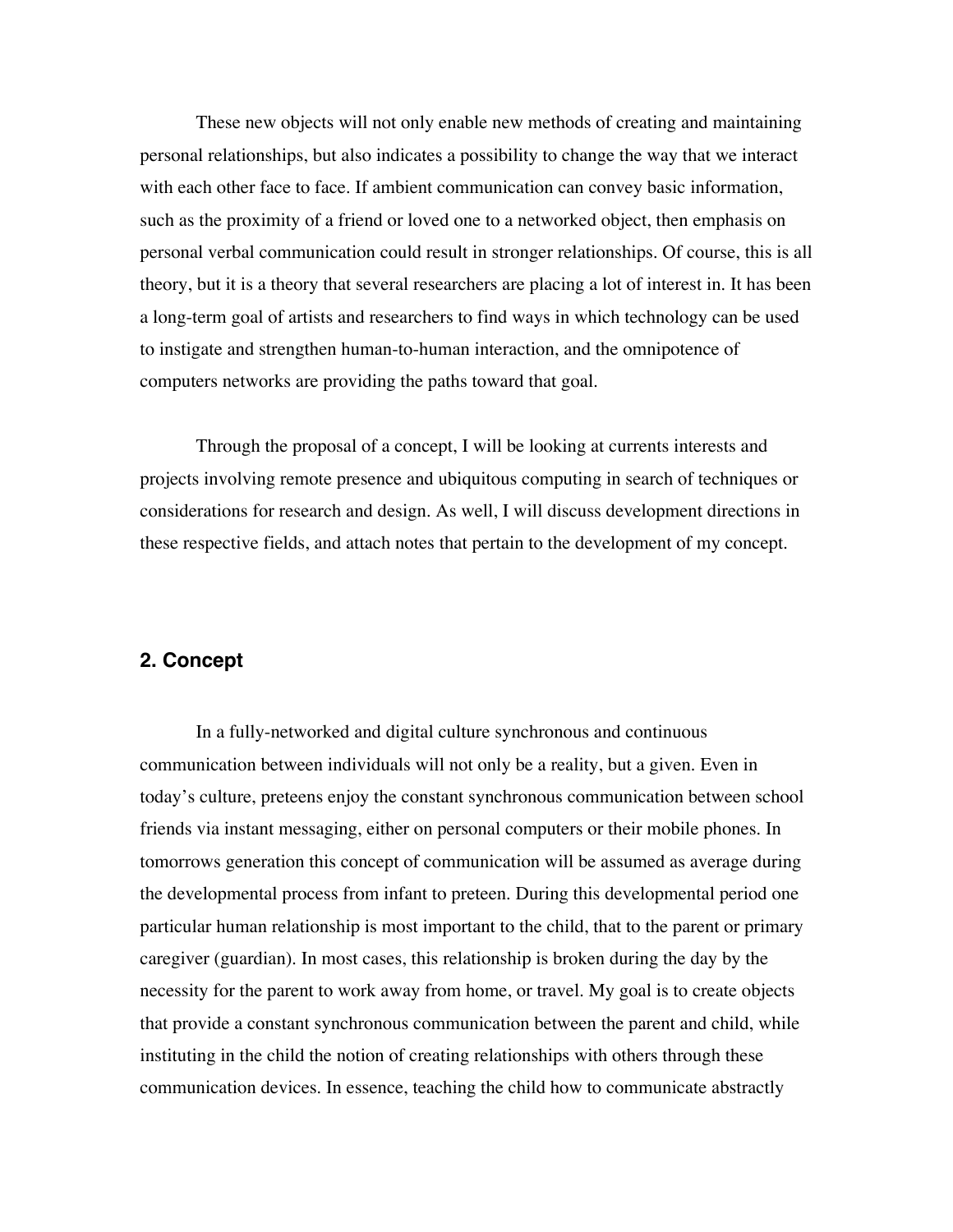These new objects will not only enable new methods of creating and maintaining personal relationships, but also indicates a possibility to change the way that we interact with each other face to face. If ambient communication can convey basic information, such as the proximity of a friend or loved one to a networked object, then emphasis on personal verbal communication could result in stronger relationships. Of course, this is all theory, but it is a theory that several researchers are placing a lot of interest in. It has been a long-term goal of artists and researchers to find ways in which technology can be used to instigate and strengthen human-to-human interaction, and the omnipotence of computers networks are providing the paths toward that goal.

Through the proposal of a concept, I will be looking at currents interests and projects involving remote presence and ubiquitous computing in search of techniques or considerations for research and design. As well, I will discuss development directions in these respective fields, and attach notes that pertain to the development of my concept.

## 2. Concept

In a fully-networked and digital culture synchronous and continuous communication between individuals will not only be a reality, but a given. Even in today's culture, preteens enjoy the constant synchronous communication between school friends via instant messaging, either on personal computers or their mobile phones. In tomorrows generation this concept of communication will be assumed as average during the developmental process from infant to preteen. During this developmental period one particular human relationship is most important to the child, that to the parent or primary caregiver (guardian). In most cases, this relationship is broken during the day by the necessity for the parent to work away from home, or travel. My goal is to create objects that provide a constant synchronous communication between the parent and child, while instituting in the child the notion of creating relationships with others through these communication devices. In essence, teaching the child how to communicate abstractly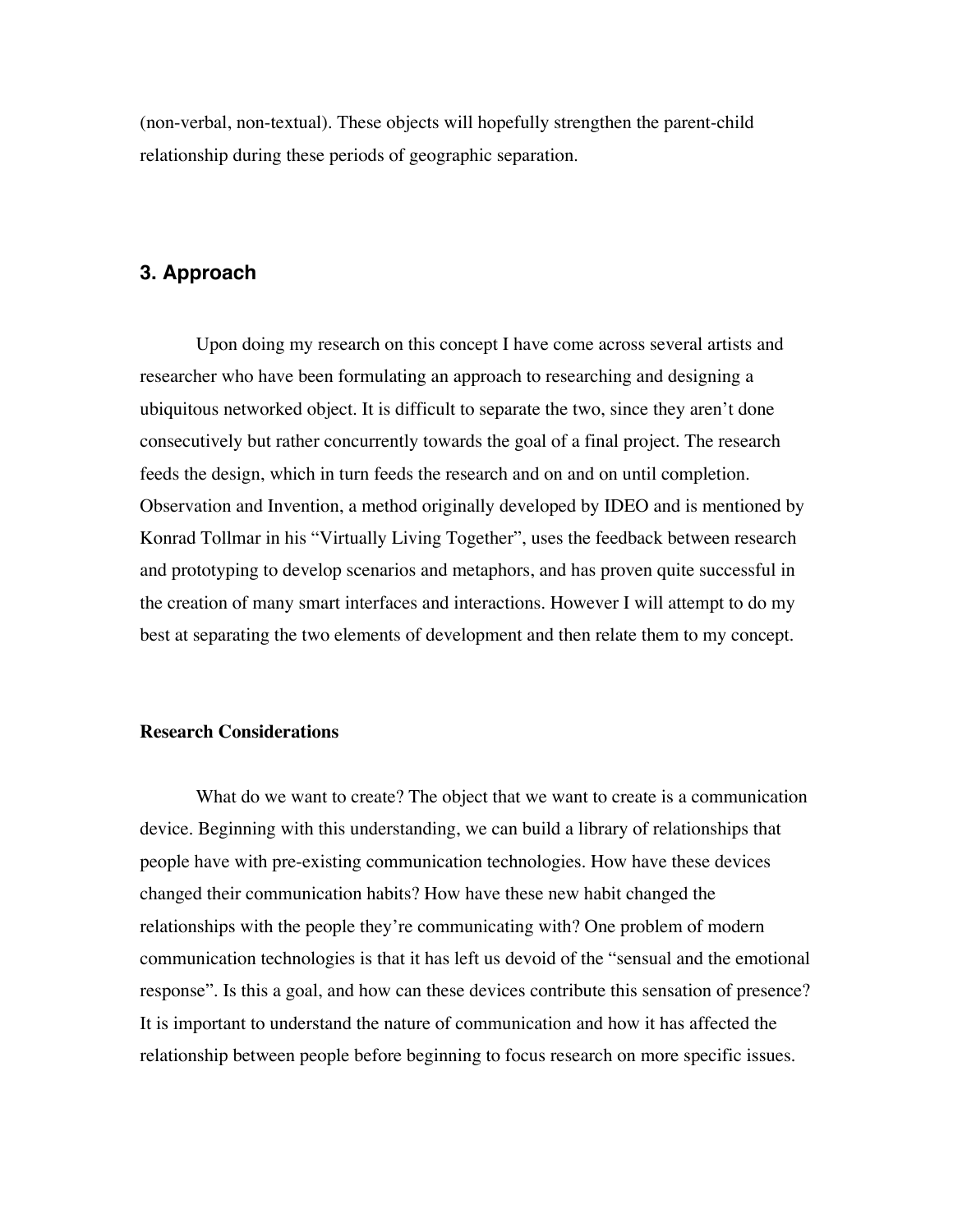(non-verbal, non-textual). These objects will hopefully strengthen the parent-child relationship during these periods of geographic separation.

## 3. Approach

Upon doing my research on this concept I have come across several artists and researcher who have been formulating an approach to researching and designing a ubiquitous networked object. It is difficult to separate the two, since they aren't done consecutively but rather concurrently towards the goal of a final project. The research feeds the design, which in turn feeds the research and on and on until completion. Observation and Invention, a method originally developed by IDEO and is mentioned by Konrad Tollmar in his "Virtually Living Together", uses the feedback between research and prototyping to develop scenarios and metaphors, and has proven quite successful in the creation of many smart interfaces and interactions. However I will attempt to do my best at separating the two elements of development and then relate them to my concept.

### Research Considerations

What do we want to create? The object that we want to create is a communication device. Beginning with this understanding, we can build a library of relationships that people have with pre-existing communication technologies. How have these devices changed their communication habits? How have these new habit changed the relationships with the people they're communicating with? One problem of modern communication technologies is that it has left us devoid of the "sensual and the emotional response". Is this a goal, and how can these devices contribute this sensation of presence? It is important to understand the nature of communication and how it has affected the relationship between people before beginning to focus research on more specific issues.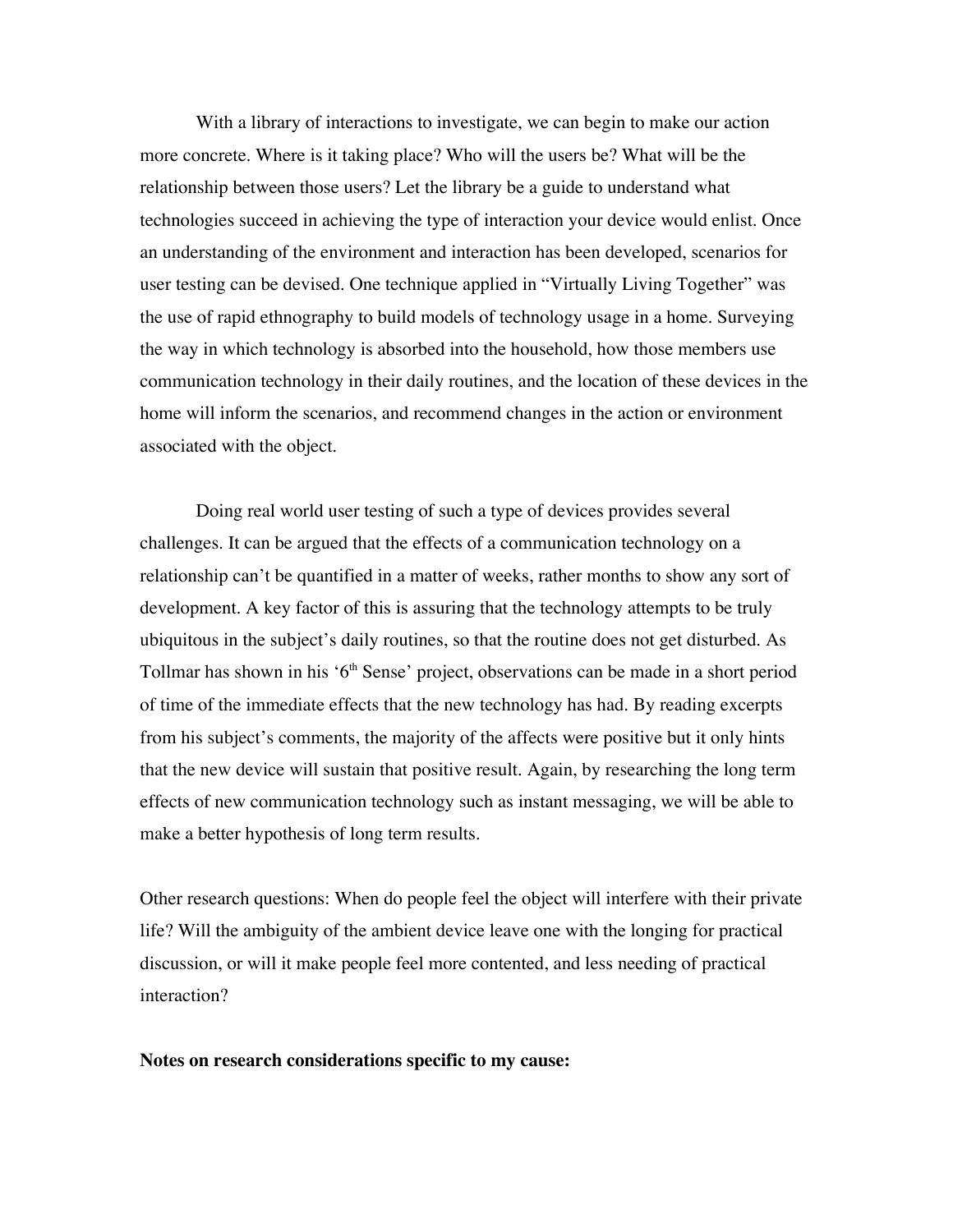With a library of interactions to investigate, we can begin to make our action more concrete. Where is it taking place? Who will the users be? What will be the relationship between those users? Let the library be a guide to understand what technologies succeed in achieving the type of interaction your device would enlist. Once an understanding of the environment and interaction has been developed, scenarios for user testing can be devised. One technique applied in "Virtually Living Together" was the use of rapid ethnography to build models of technology usage in a home. Surveying the way in which technology is absorbed into the household, how those members use communication technology in their daily routines, and the location of these devices in the home will inform the scenarios, and recommend changes in the action or environment associated with the object.

Doing real world user testing of such a type of devices provides several challenges. It can be argued that the effects of a communication technology on a relationship can't be quantified in a matter of weeks, rather months to show any sort of development. A key factor of this is assuring that the technology attempts to be truly ubiquitous in the subject's daily routines, so that the routine does not get disturbed. As Tollmar has shown in his '6th Sense' project, observations can be made in a short period of time of the immediate effects that the new technology has had. By reading excerpts from his subject's comments, the majority of the affects were positive but it only hints that the new device will sustain that positive result. Again, by researching the long term effects of new communication technology such as instant messaging, we will be able to make a better hypothesis of long term results.

Other research questions: When do people feel the object will interfere with their private life? Will the ambiguity of the ambient device leave one with the longing for practical discussion, or will it make people feel more contented, and less needing of practical interaction?

**Notes on research considerations specific to my cause:**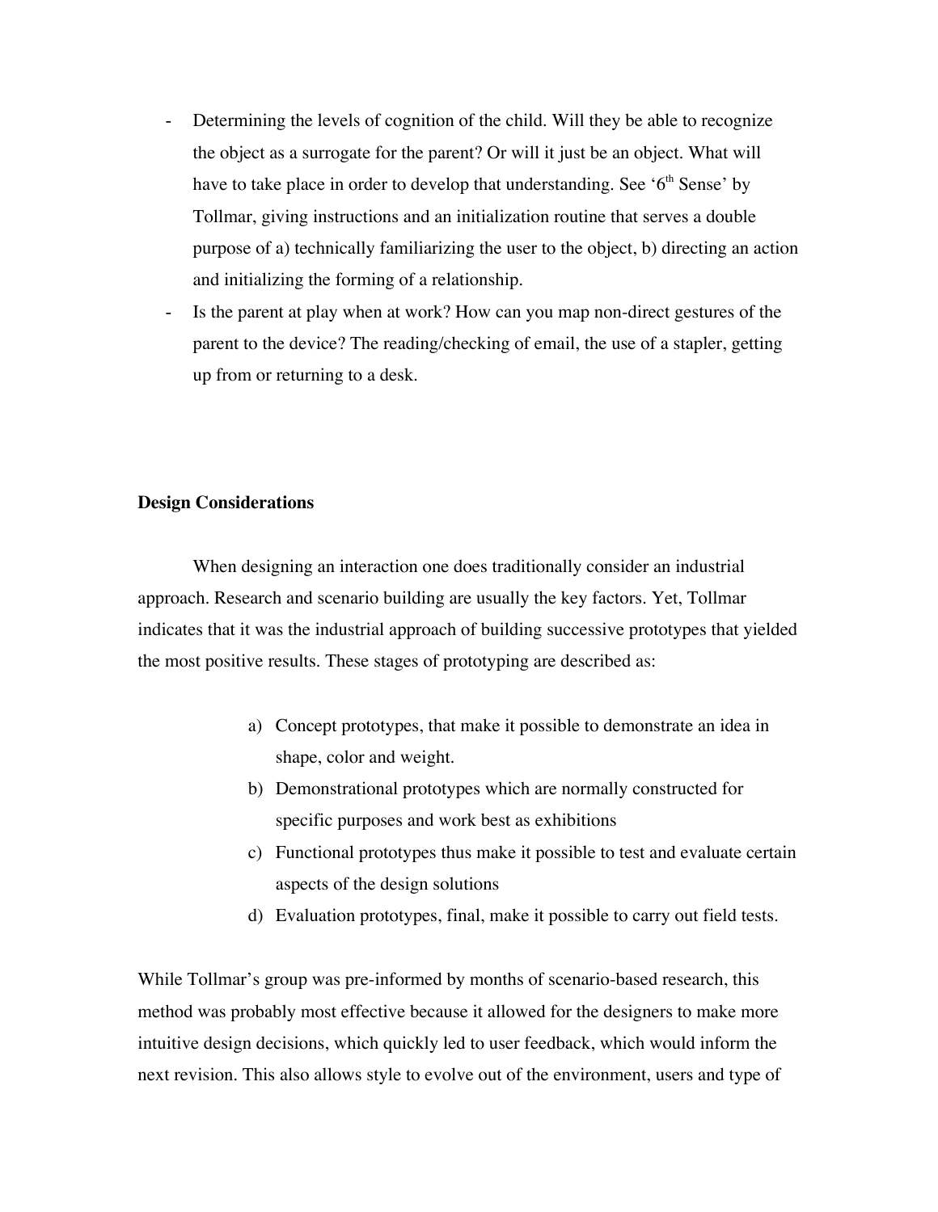- Determining the levels of cognition of the child. Will they be able to recognize the object as a surrogate for the parent? Or will it just be an object. What will have to take place in order to develop that understanding. See '6th Sense' by Tollmar, giving instructions and an initialization routine that serves a double purpose of a) technically familiarizing the user to the object, b) directing an action and initializing the forming of a relationship.
- Is the parent at play when at work? How can you map non-direct gestures of the parent to the device? The reading/checking of email, the use of a stapler, getting up from or returning to a desk.

**Design Considerations**

When designing an interaction one does traditionally consider an industrial approach. Research and scenario building are usually the key factors. Yet, Tollmar indicates that it was the industrial approach of building successive prototypes that yielded the most positive results. These stages of prototyping are described as:

a) Concept prototypes, that make it possible to demonstrate an idea in shape, color and weight.
b) Demonstrational prototypes which are normally constructed for specific purposes and work best as exhibitions
c) Functional prototypes thus make it possible to test and evaluate certain aspects of the design solutions
d) Evaluation prototypes, final, make it possible to carry out field tests.

While Tollmar's group was pre-informed by months of scenario-based research, this method was probably most effective because it allowed for the designers to make more intuitive design decisions, which quickly led to user feedback, which would inform the next revision. This also allows style to evolve out of the environment, users and type of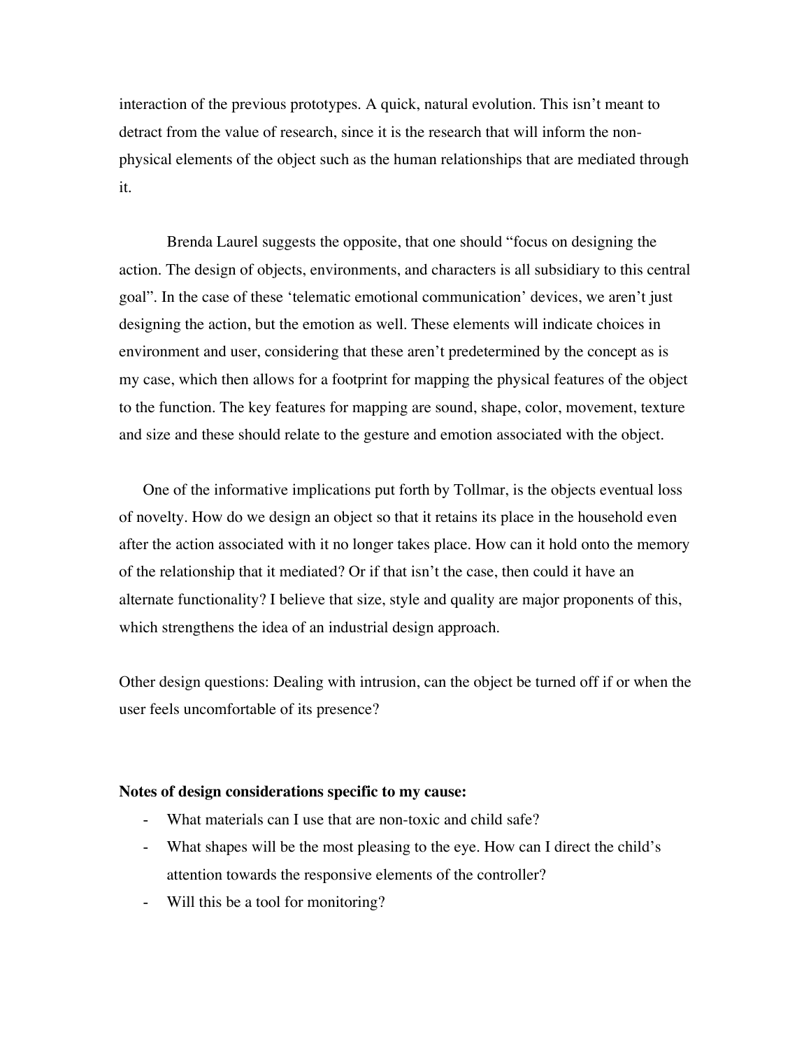interaction of the previous prototypes. A quick, natural evolution. This isn't meant to detract from the value of research, since it is the research that will inform the non-physical elements of the object such as the human relationships that are mediated through it.

Brenda Laurel suggests the opposite, that one should "focus on designing the action. The design of objects, environments, and characters is all subsidiary to this central goal". In the case of these 'telematic emotional communication' devices, we aren't just designing the action, but the emotion as well. These elements will indicate choices in environment and user, considering that these aren't predetermined by the concept as is my case, which then allows for a footprint for mapping the physical features of the object to the function. The key features for mapping are sound, shape, color, movement, texture and size and these should relate to the gesture and emotion associated with the object.

One of the informative implications put forth by Tollmar, is the objects eventual loss of novelty. How do we design an object so that it retains its place in the household even after the action associated with it no longer takes place. How can it hold onto the memory of the relationship that it mediated? Or if that isn't the case, then could it have an alternate functionality? I believe that size, style and quality are major proponents of this, which strengthens the idea of an industrial design approach.

Other design questions: Dealing with intrusion, can the object be turned off if or when the user feels uncomfortable of its presence?

**Notes of design considerations specific to my cause:**

- What materials can I use that are non-toxic and child safe?
- What shapes will be the most pleasing to the eye. How can I direct the child's attention towards the responsive elements of the controller?
- Will this be a tool for monitoring?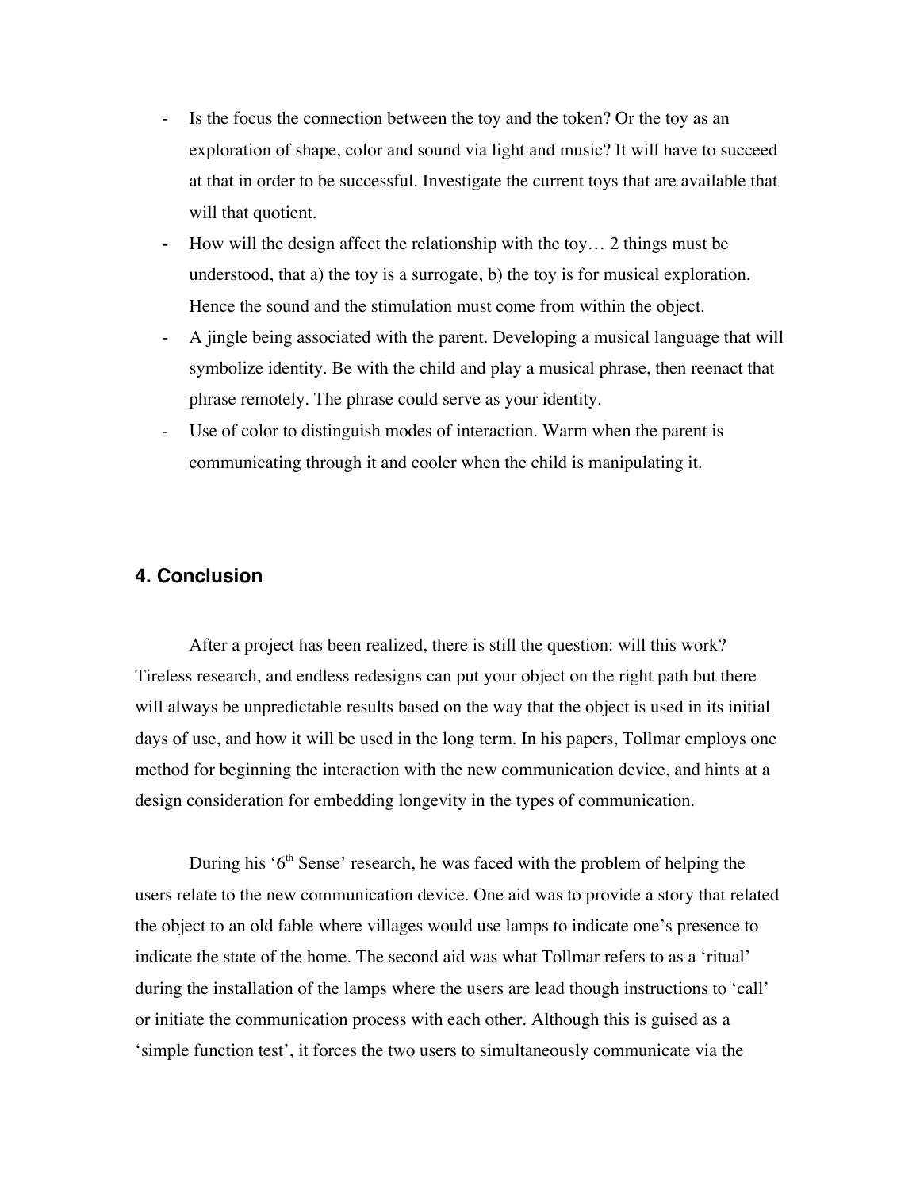- Is the focus the connection between the toy and the token? Or the toy as an exploration of shape, color and sound via light and music? It will have to succeed at that in order to be successful. Investigate the current toys that are available that will that quotient.
- How will the design affect the relationship with the toy… 2 things must be understood, that a) the toy is a surrogate, b) the toy is for musical exploration. Hence the sound and the stimulation must come from within the object.
- A jingle being associated with the parent. Developing a musical language that will symbolize identity. Be with the child and play a musical phrase, then reenact that phrase remotely. The phrase could serve as your identity.
- Use of color to distinguish modes of interaction. Warm when the parent is communicating through it and cooler when the child is manipulating it.

## 4. Conclusion

After a project has been realized, there is still the question: will this work? Tireless research, and endless redesigns can put your object on the right path but there will always be unpredictable results based on the way that the object is used in its initial days of use, and how it will be used in the long term. In his papers, Tollmar employs one method for beginning the interaction with the new communication device, and hints at a design consideration for embedding longevity in the types of communication.

During his '6th Sense' research, he was faced with the problem of helping the users relate to the new communication device. One aid was to provide a story that related the object to an old fable where villages would use lamps to indicate one's presence to indicate the state of the home. The second aid was what Tollmar refers to as a 'ritual' during the installation of the lamps where the users are lead though instructions to 'call' or initiate the communication process with each other. Although this is guised as a 'simple function test', it forces the two users to simultaneously communicate via the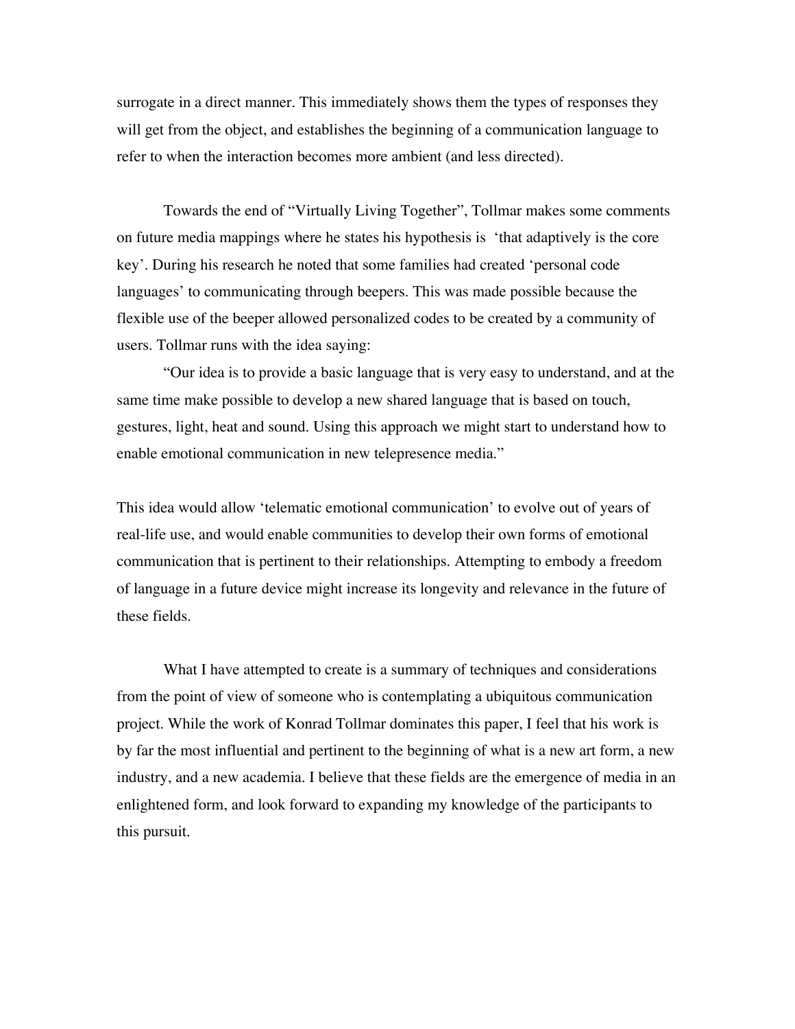surrogate in a direct manner. This immediately shows them the types of responses they will get from the object, and establishes the beginning of a communication language to refer to when the interaction becomes more ambient (and less directed).

Towards the end of “Virtually Living Together”, Tollmar makes some comments on future media mappings where he states his hypothesis is ‘that adaptively is the core key’. During his research he noted that some families had created ‘personal code languages’ to communicating through beepers. This was made possible because the flexible use of the beeper allowed personalized codes to be created by a community of users. Tollmar runs with the idea saying:

“Our idea is to provide a basic language that is very easy to understand, and at the same time make possible to develop a new shared language that is based on touch, gestures, light, heat and sound. Using this approach we might start to understand how to enable emotional communication in new telepresence media.”

This idea would allow ‘telematic emotional communication’ to evolve out of years of real-life use, and would enable communities to develop their own forms of emotional communication that is pertinent to their relationships. Attempting to embody a freedom of language in a future device might increase its longevity and relevance in the future of these fields.

What I have attempted to create is a summary of techniques and considerations from the point of view of someone who is contemplating a ubiquitous communication project. While the work of Konrad Tollmar dominates this paper, I feel that his work is by far the most influential and pertinent to the beginning of what is a new art form, a new industry, and a new academia. I believe that these fields are the emergence of media in an enlightened form, and look forward to expanding my knowledge of the participants to this pursuit.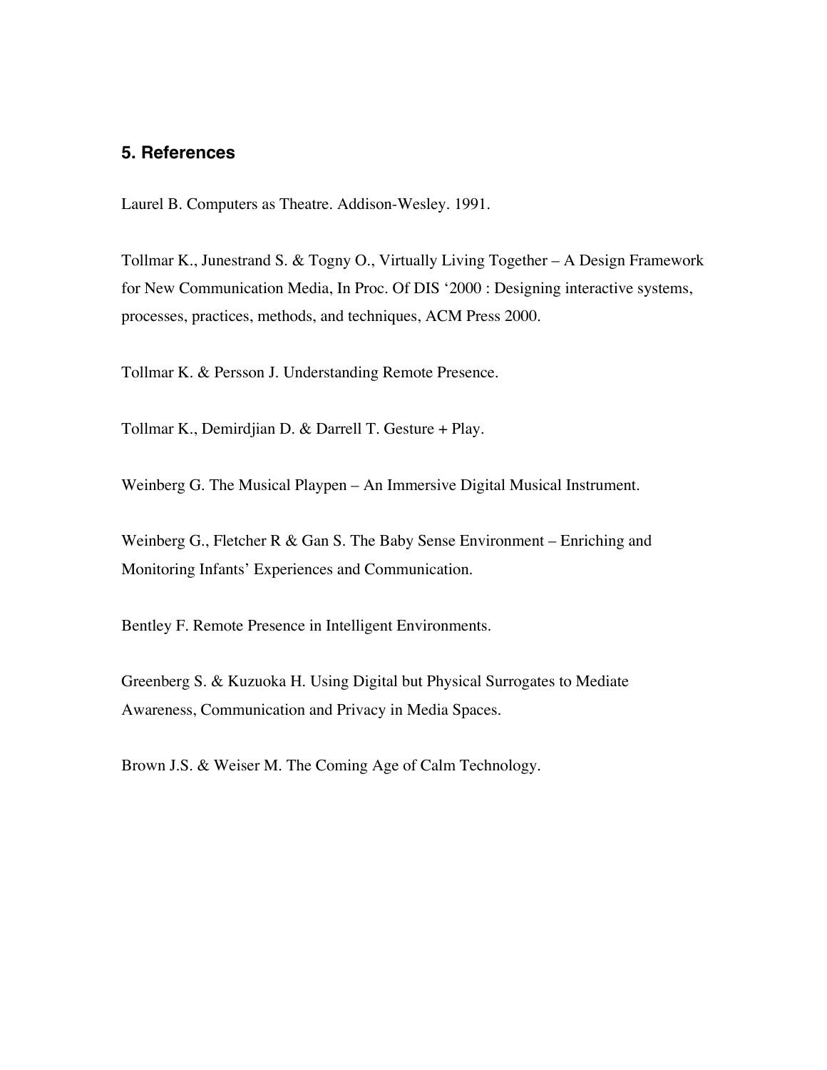## 5. References

Laurel B. Computers as Theatre. Addison-Wesley. 1991.

Tollmar K., Junestrand S. & Togny O., Virtually Living Together – A Design Framework for New Communication Media, In Proc. Of DIS '2000 : Designing interactive systems, processes, practices, methods, and techniques, ACM Press 2000.

Tollmar K. & Persson J. Understanding Remote Presence.

Tollmar K., Demirdjian D. & Darrell T. Gesture + Play.

Weinberg G. The Musical Playpen – An Immersive Digital Musical Instrument.

Weinberg G., Fletcher R & Gan S. The Baby Sense Environment – Enriching and Monitoring Infants' Experiences and Communication.

Bentley F. Remote Presence in Intelligent Environments.

Greenberg S. & Kuzuoka H. Using Digital but Physical Surrogates to Mediate Awareness, Communication and Privacy in Media Spaces.

Brown J.S. & Weiser M. The Coming Age of Calm Technology.